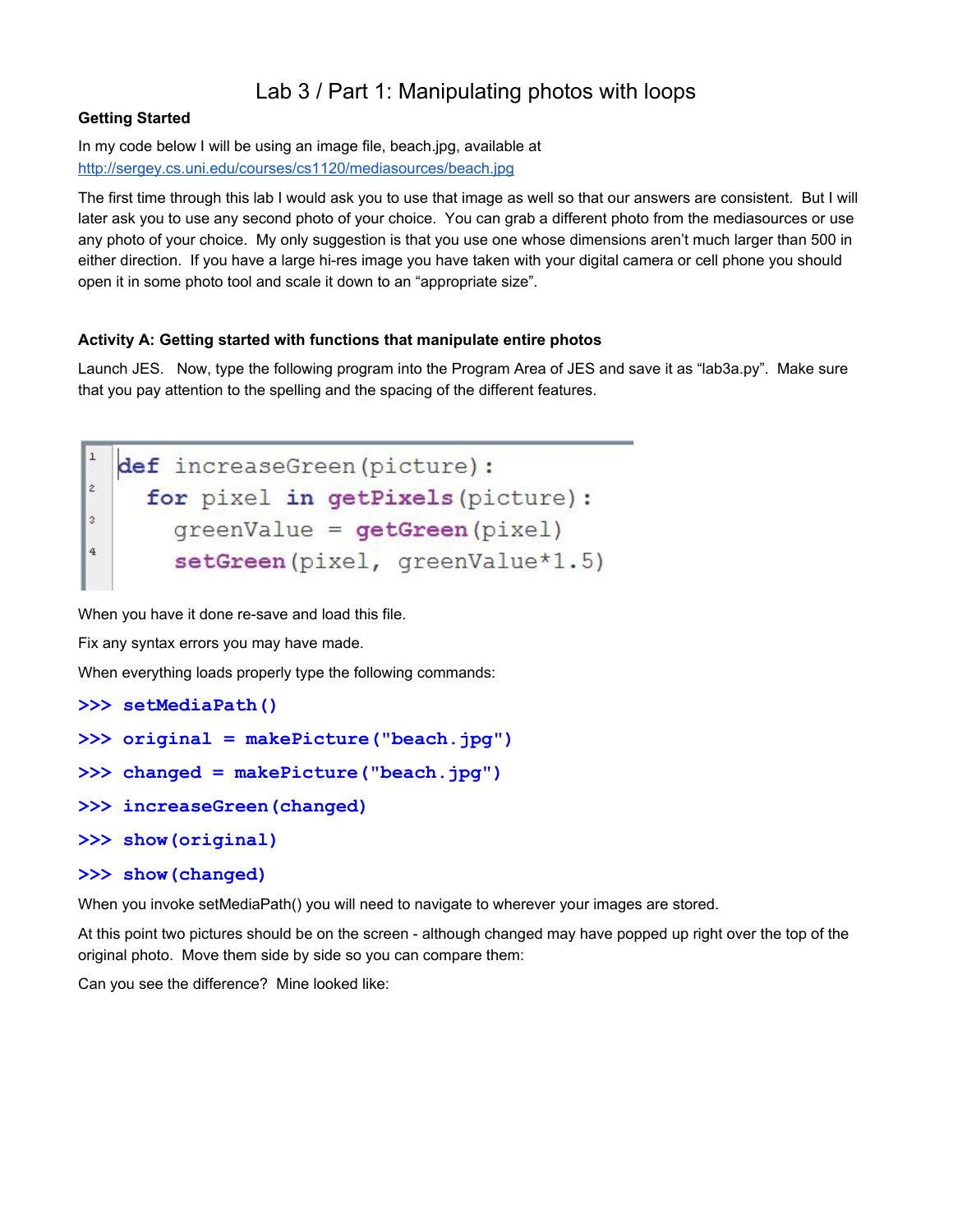# Lab 3 / Part 1: Manipulating photos with loops

**Getting Started**

In my code below I will be using an image file, beach.jpg, available at http://sergey.cs.uni.edu/courses/cs1120/mediasources/beach.jpg

The first time through this lab I would ask you to use that image as well so that our answers are consistent. But I will later ask you to use any second photo of your choice. You can grab a different photo from the mediasources or use any photo of your choice. My only suggestion is that you use one whose dimensions aren't much larger than 500 in either direction. If you have a large hi-res image you have taken with your digital camera or cell phone you should open it in some photo tool and scale it down to an "appropriate size".

**Activity A: Getting started with functions that manipulate entire photos**

Launch JES. Now, type the following program into the Program Area of JES and save it as "lab3a.py". Make sure that you pay attention to the spelling and the spacing of the different features.

```
def increaseGreen(picture):
  for pixel in getPixels(picture):
    greenValue = getGreen(pixel)
    setGreen(pixel, greenValue*1.5)
```

When you have it done re-save and load this file.

Fix any syntax errors you may have made.

When everything loads properly type the following commands:

```
>>> setMediaPath()
>>> original = makePicture("beach.jpg")
>>> changed = makePicture("beach.jpg")
>>> increaseGreen(changed)
>>> show(original)
>>> show(changed)
```

When you invoke setMediaPath() you will need to navigate to wherever your images are stored.

At this point two pictures should be on the screen - although changed may have popped up right over the top of the original photo. Move them side by side so you can compare them:

Can you see the difference? Mine looked like: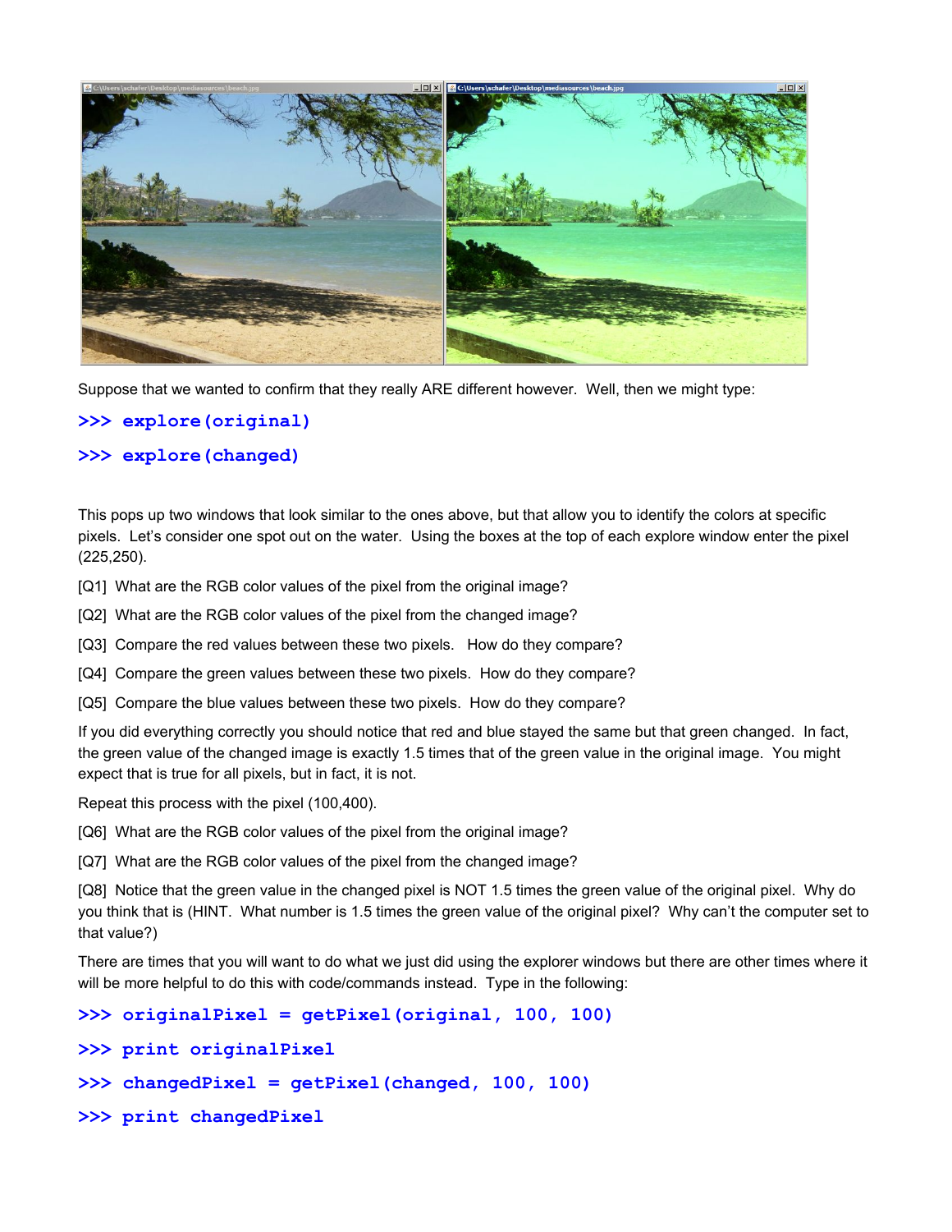Suppose that we wanted to confirm that they really ARE different however. Well, then we might type:

```
>>> explore(original)
>>> explore(changed)
```

This pops up two windows that look similar to the ones above, but that allow you to identify the colors at specific pixels. Let's consider one spot out on the water. Using the boxes at the top of each explore window enter the pixel (225,250).

[Q1] What are the RGB color values of the pixel from the original image?

[Q2] What are the RGB color values of the pixel from the changed image?

[Q3] Compare the red values between these two pixels. How do they compare?

[Q4] Compare the green values between these two pixels. How do they compare?

[Q5] Compare the blue values between these two pixels. How do they compare?

If you did everything correctly you should notice that red and blue stayed the same but that green changed. In fact, the green value of the changed image is exactly 1.5 times that of the green value in the original image. You might expect that is true for all pixels, but in fact, it is not.

Repeat this process with the pixel (100,400).

[Q6] What are the RGB color values of the pixel from the original image?

[Q7] What are the RGB color values of the pixel from the changed image?

[Q8] Notice that the green value in the changed pixel is NOT 1.5 times the green value of the original pixel. Why do you think that is (HINT. What number is 1.5 times the green value of the original pixel? Why can't the computer set to that value?)

There are times that you will want to do what we just did using the explorer windows but there are other times where it will be more helpful to do this with code/commands instead. Type in the following:

```
>>> originalPixel = getPixel(original, 100, 100)
>>> print originalPixel
>>> changedPixel = getPixel(changed, 100, 100)
>>> print changedPixel
```